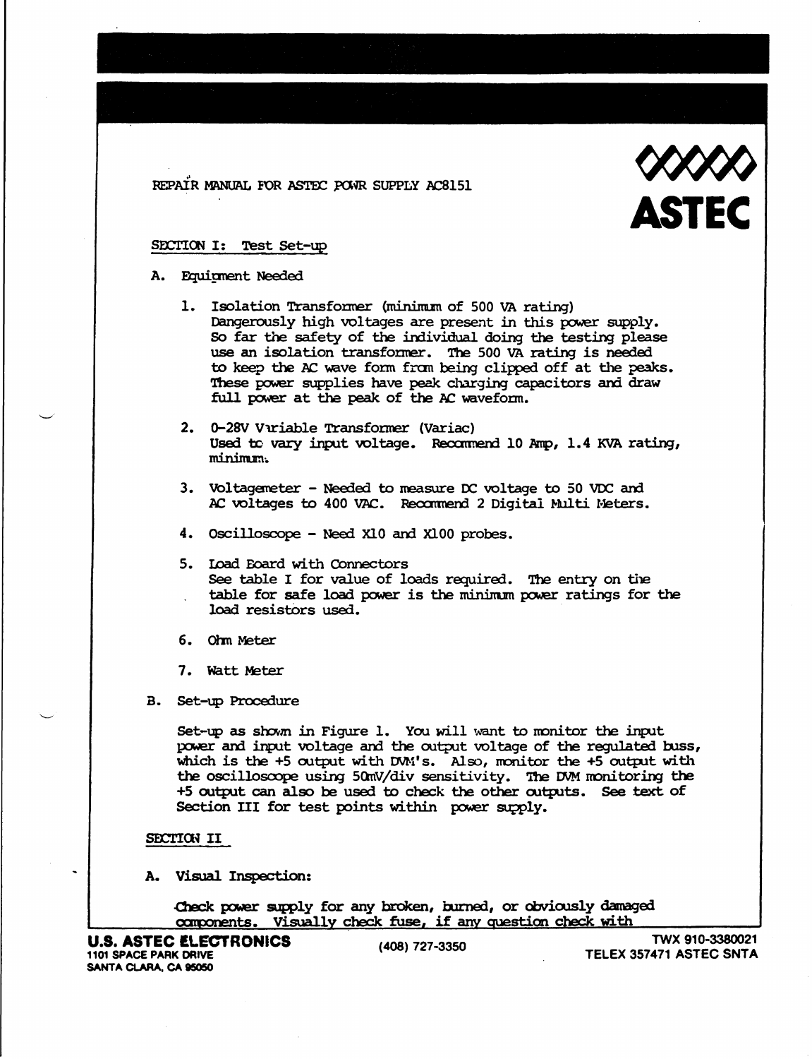REPAIR MANUAL FOR ASTEC POWR SUPPLY AC8151

ASTEC

SECTION I: Test Set-up

A. Equipment Needed

1. Isolation Transformer (minimum of 500 VA rating)
   Dangerously high voltages are present in this power supply. So far the safety of the individual doing the testing please use an isolation transformer. The 500 VA rating is needed to keep the AC wave form from being clipped off at the peaks. These power supplies have peak charging capacitors and draw full power at the peak of the AC waveform.

2. 0-28V Variable Transformer (Variac)
   Used to vary input voltage. Recommend 10 Amp, 1.4 KVA rating, minimum.

3. Voltagemeter - Needed to measure DC voltage to 50 VDC and AC voltages to 400 VAC. Recommend 2 Digital Multi Meters.

4. Oscilloscope - Need X10 and X100 probes.

5. Load Board with Connectors
   See table I for value of loads required. The entry on the table for safe load power is the minimum power ratings for the load resistors used.

6. Ohm Meter

7. Watt Meter

B. Set-up Procedure

Set-up as shown in Figure 1. You will want to monitor the input power and input voltage and the output voltage of the regulated buss, which is the +5 output with DVM's. Also, monitor the +5 output with the oscilloscope using 50mV/div sensitivity. The DVM monitoring the +5 output can also be used to check the other outputs. See text of Section III for test points within power supply.

SECTION II

A. Visual Inspection:

Check power supply for any broken, burned, or obviously damaged components. Visually check fuse, if any question check with

U.S. ASTEC ELECTRONICS
1101 SPACE PARK DRIVE
SANTA CLARA, CA 95050

(408) 727-3350

TWX 910-3380021
TELEX 357471 ASTEC SNTA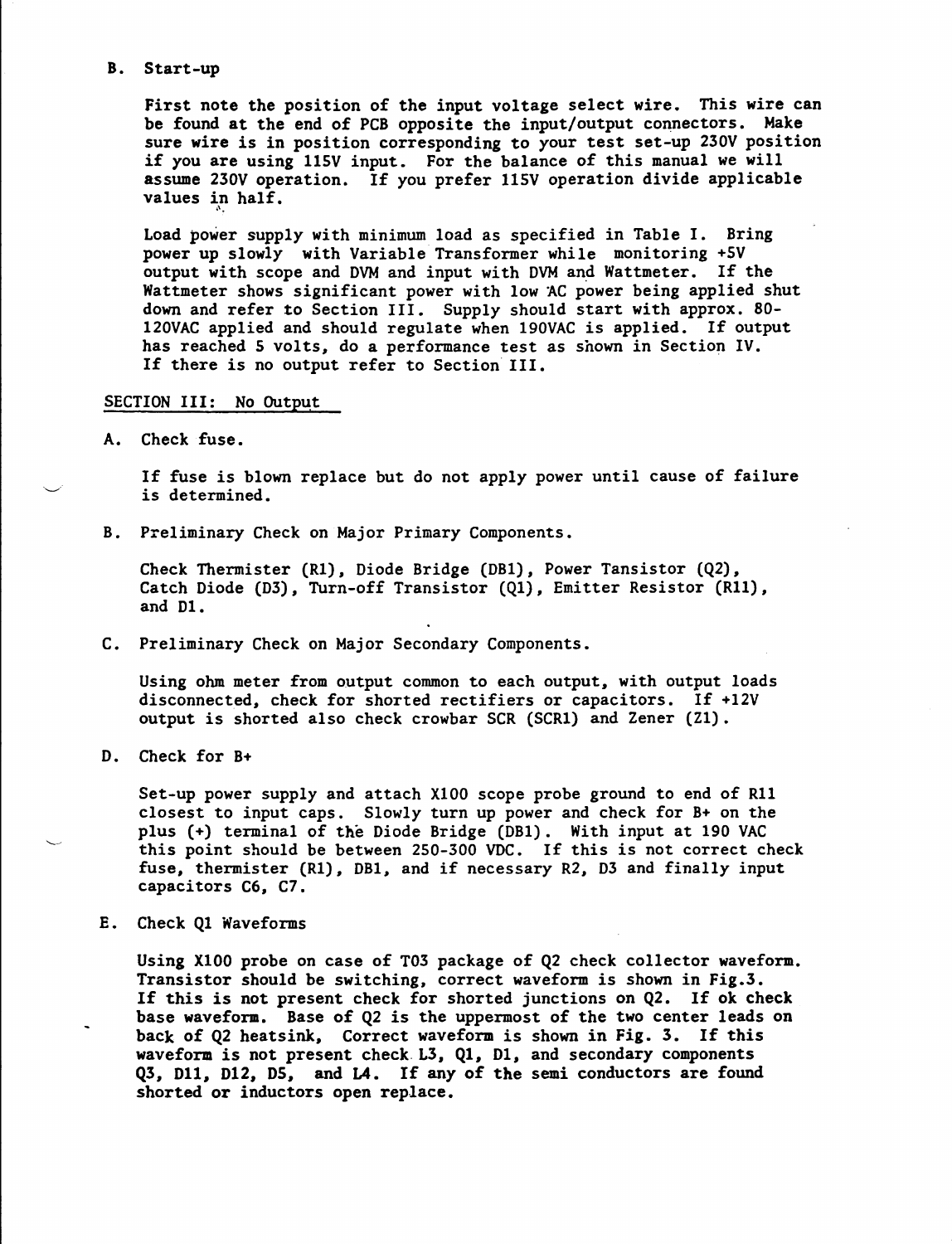B. Start-up

First note the position of the input voltage select wire. This wire can be found at the end of PCB opposite the input/output connectors. Make sure wire is in position corresponding to your test set-up 230V position if you are using 115V input. For the balance of this manual we will assume 230V operation. If you prefer 115V operation divide applicable values in half.

Load power supply with minimum load as specified in Table I. Bring power up slowly with Variable Transformer while monitoring +5V output with scope and DVM and input with DVM and Wattmeter. If the Wattmeter shows significant power with low AC power being applied shut down and refer to Section III. Supply should start with approx. 80-120VAC applied and should regulate when 190VAC is applied. If output has reached 5 volts, do a performance test as shown in Section IV. If there is no output refer to Section III.

## SECTION III: No Output

A. Check fuse.

If fuse is blown replace but do not apply power until cause of failure is determined.

B. Preliminary Check on Major Primary Components.

Check Thermister (R1), Diode Bridge (DB1), Power Tansistor (Q2), Catch Diode (D3), Turn-off Transistor (Q1), Emitter Resistor (R11), and D1.

C. Preliminary Check on Major Secondary Components.

Using ohm meter from output common to each output, with output loads disconnected, check for shorted rectifiers or capacitors. If +12V output is shorted also check crowbar SCR (SCR1) and Zener (Z1).

D. Check for B+

Set-up power supply and attach X100 scope probe ground to end of R11 closest to input caps. Slowly turn up power and check for B+ on the plus (+) terminal of the Diode Bridge (DB1). With input at 190 VAC this point should be between 250-300 VDC. If this is not correct check fuse, thermister (R1), DB1, and if necessary R2, D3 and finally input capacitors C6, C7.

E. Check Q1 Waveforms

Using X100 probe on case of T03 package of Q2 check collector waveform. Transistor should be switching, correct waveform is shown in Fig.3. If this is not present check for shorted junctions on Q2. If ok check base waveform. Base of Q2 is the uppermost of the two center leads on back of Q2 heatsink, Correct waveform is shown in Fig. 3. If this waveform is not present check L3, Q1, D1, and secondary components Q3, D11, D12, D5, and L4. If any of the semi conductors are found shorted or inductors open replace.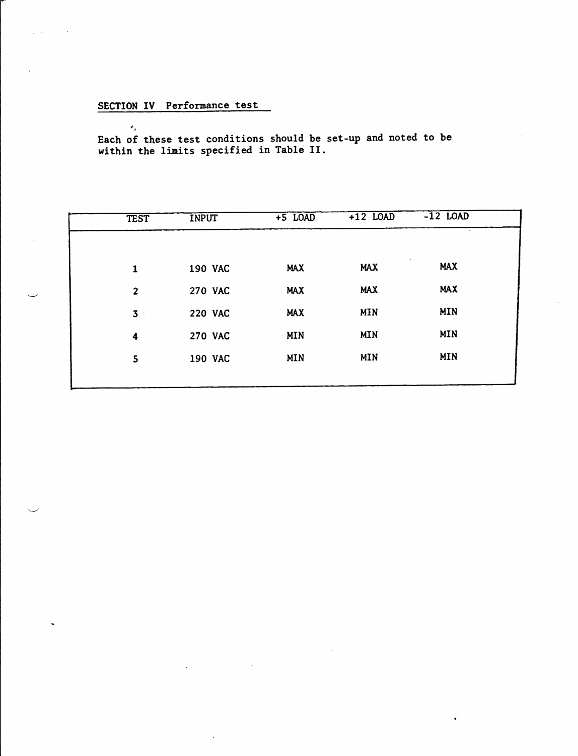## SECTION IV Performance test

Each of these test conditions should be set-up and noted to be within the limits specified in Table II.

| TEST | INPUT | +5 LOAD | +12 LOAD | -12 LOAD |
|---|---|---|---|---|
| 1 | 190 VAC | MAX | MAX | MAX |
| 2 | 270 VAC | MAX | MAX | MAX |
| 3 | 220 VAC | MAX | MIN | MIN |
| 4 | 270 VAC | MIN | MIN | MIN |
| 5 | 190 VAC | MIN | MIN | MIN |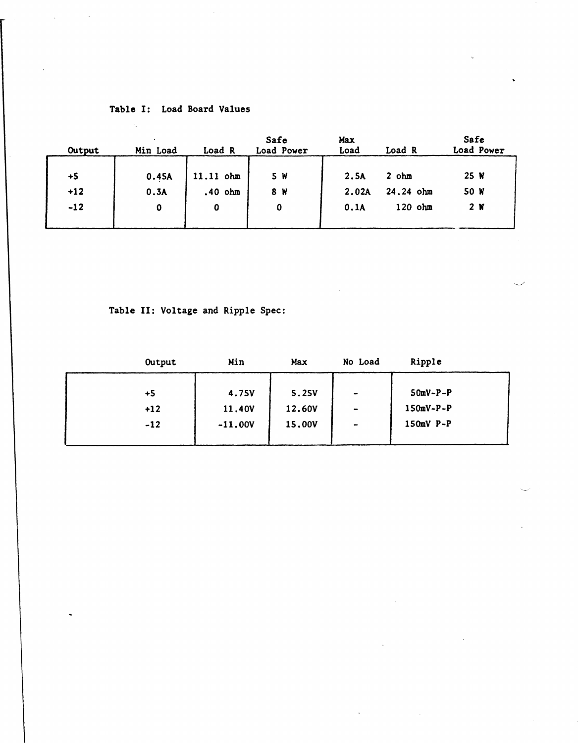Table I: Load Board Values

| Output | Min Load | Load R | Safe Load Power | Max Load | Load R | Safe Load Power |
|---|---|---|---|---|---|---|
| +5 | 0.45A | 11.11 ohm | 5 W | 2.5A | 2 ohm | 25 W |
| +12 | 0.3A | .40 ohm | 8 W | 2.02A | 24.24 ohm | 50 W |
| -12 | 0 | 0 | 0 | 0.1A | 120 ohm | 2 W |

Table II: Voltage and Ripple Spec:

| Output | Min | Max | No Load | Ripple |
|---|---|---|---|---|
| +5 | 4.75V | 5.25V | - | 50mV-P-P |
| +12 | 11.40V | 12.60V | - | 150mV-P-P |
| -12 | -11.00V | 15.00V | - | 150mV P-P |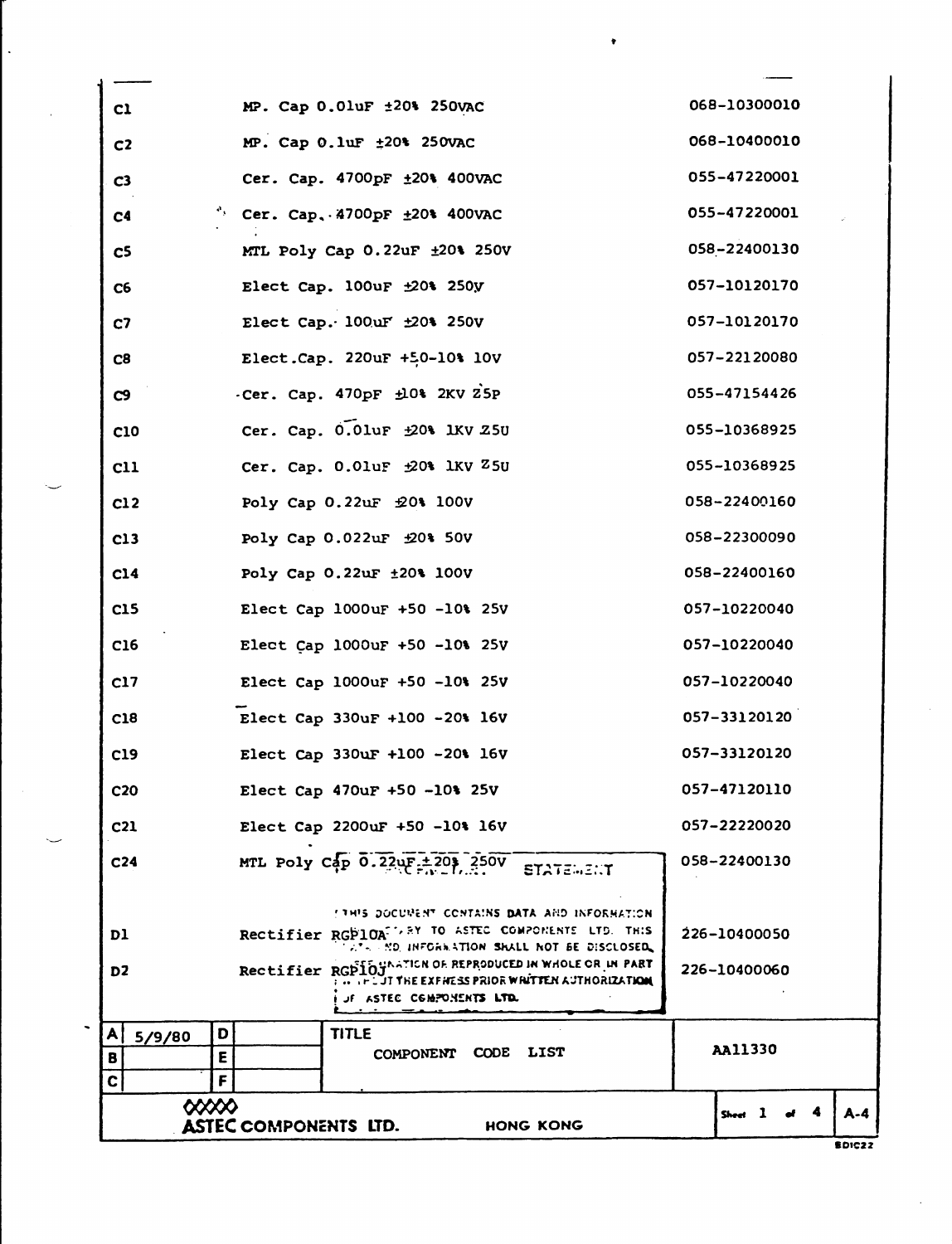| Ref | Description | Code |
|---|---|---|
| C1 | MP. Cap 0.01uF ±20% 250VAC | 068-10300010 |
| C2 | MP. Cap 0.1uF ±20% 250VAC | 068-10400010 |
| C3 | Cer. Cap. 4700pF ±20% 400VAC | 055-47220001 |
| C4 | Cer. Cap. 4700pF ±20% 400VAC | 055-47220001 |
| C5 | MTL Poly Cap 0.22uF ±20% 250V | 058-22400130 |
| C6 | Elect Cap. 100uF ±20% 250V | 057-10120170 |
| C7 | Elect Cap. 100uF ±20% 250V | 057-10120170 |
| C8 | Elect.Cap. 220uF +50-10% 10V | 057-22120080 |
| C9 | Cer. Cap. 470pF ±10% 2KV Z5P | 055-47154426 |
| C10 | Cer. Cap. 0.01uF ±20% 1KV Z5U | 055-10368925 |
| C11 | Cer. Cap. 0.01uF ±20% 1KV Z5U | 055-10368925 |
| C12 | Poly Cap 0.22uF ±20% 100V | 058-22400160 |
| C13 | Poly Cap 0.022uF ±20% 50V | 058-22300090 |
| C14 | Poly Cap 0.22uF ±20% 100V | 058-22400160 |
| C15 | Elect Cap 1000uF +50 -10% 25V | 057-10220040 |
| C16 | Elect Cap 1000uF +50 -10% 25V | 057-10220040 |
| C17 | Elect Cap 1000uF +50 -10% 25V | 057-10220040 |
| C18 | Elect Cap 330uF +100 -20% 16V | 057-33120120 |
| C19 | Elect Cap 330uF +100 -20% 16V | 057-33120120 |
| C20 | Elect Cap 470uF +50 -10% 25V | 057-47120110 |
| C21 | Elect Cap 2200uF +50 -10% 16V | 057-22220020 |
| C24 | MTL Poly Cap 0.22uF ±20% 250V | 058-22400130 |
| D1 | Rectifier RGP10A | 226-10400050 |
| D2 | Rectifier RGP10J | 226-10400060 |

**STATEMENT**

THIS DOCUMENT CONTAINS DATA AND INFORMATION PROPRIETARY TO ASTEC COMPONENTS LTD. THIS DATA AND INFORMATION SHALL NOT BE DISCLOSED, USED, DUPLICATED OR REPRODUCED IN WHOLE OR IN PART WITHOUT THE EXPRESS PRIOR WRITTEN AUTHORIZATION OF ASTEC COMPONENTS LTD.

| | | | | TITLE | |
|---|---|---|---|---|---|
| A | 5/9/80 | D | | COMPONENT CODE LIST | AA11330 |
| B | | E | | | |
| C | | F | | | |

ASTEC COMPONENTS LTD. HONG KONG — Sheet 1 of 4 — A-4

EDIC22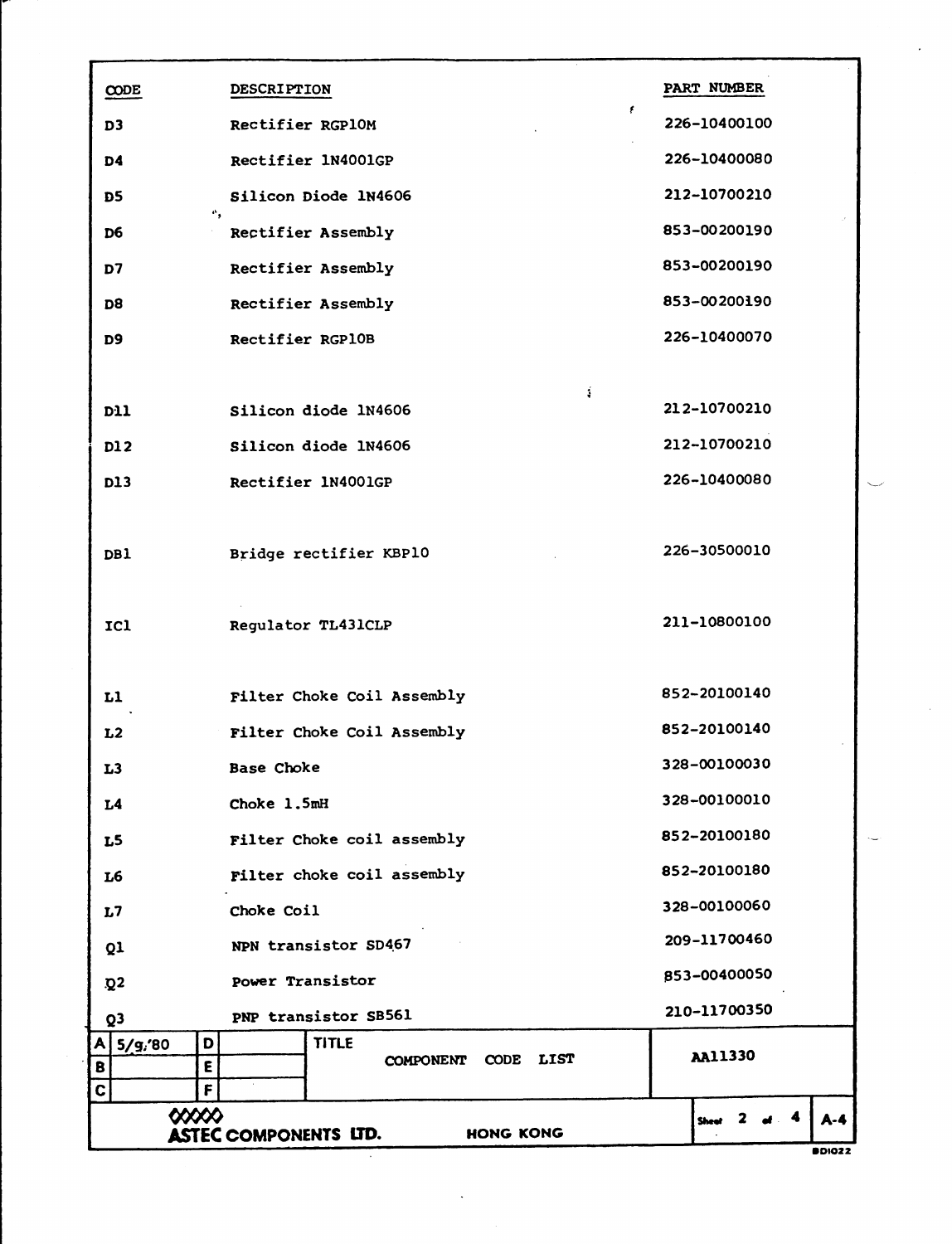| CODE | DESCRIPTION | PART NUMBER |
|---|---|---|
| D3 | Rectifier RGP10M | 226-10400100 |
| D4 | Rectifier 1N4001GP | 226-10400080 |
| D5 | Silicon Diode 1N4606 | 212-10700210 |
| D6 | Rectifier Assembly | 853-00200190 |
| D7 | Rectifier Assembly | 853-00200190 |
| D8 | Rectifier Assembly | 853-00200190 |
| D9 | Rectifier RGP10B | 226-10400070 |
| D11 | Silicon diode 1N4606 | 212-10700210 |
| D12 | Silicon diode 1N4606 | 212-10700210 |
| D13 | Rectifier 1N4001GP | 226-10400080 |
| DB1 | Bridge rectifier KBP10 | 226-30500010 |
| IC1 | Regulator TL431CLP | 211-10800100 |
| L1 | Filter Choke Coil Assembly | 852-20100140 |
| L2 | Filter Choke Coil Assembly | 852-20100140 |
| L3 | Base Choke | 328-00100030 |
| L4 | Choke 1.5mH | 328-00100010 |
| L5 | Filter Choke coil assembly | 852-20100180 |
| L6 | Filter choke coil assembly | 852-20100180 |
| L7 | Choke Coil | 328-00100060 |
| Q1 | NPN transistor SD467 | 209-11700460 |
| Q2 | Power Transistor | 853-00400050 |
| Q3 | PNP transistor SB561 | 210-11700350 |

| A | 5/9/'80 | D | | TITLE: COMPONENT CODE LIST | AA11330 |
|---|---|---|---|---|---|
| B | | E | | | |
| C | | F | | | |

ASTEC COMPONENTS LTD. HONG KONG

Sheet 2 of 4 A-4

BD1022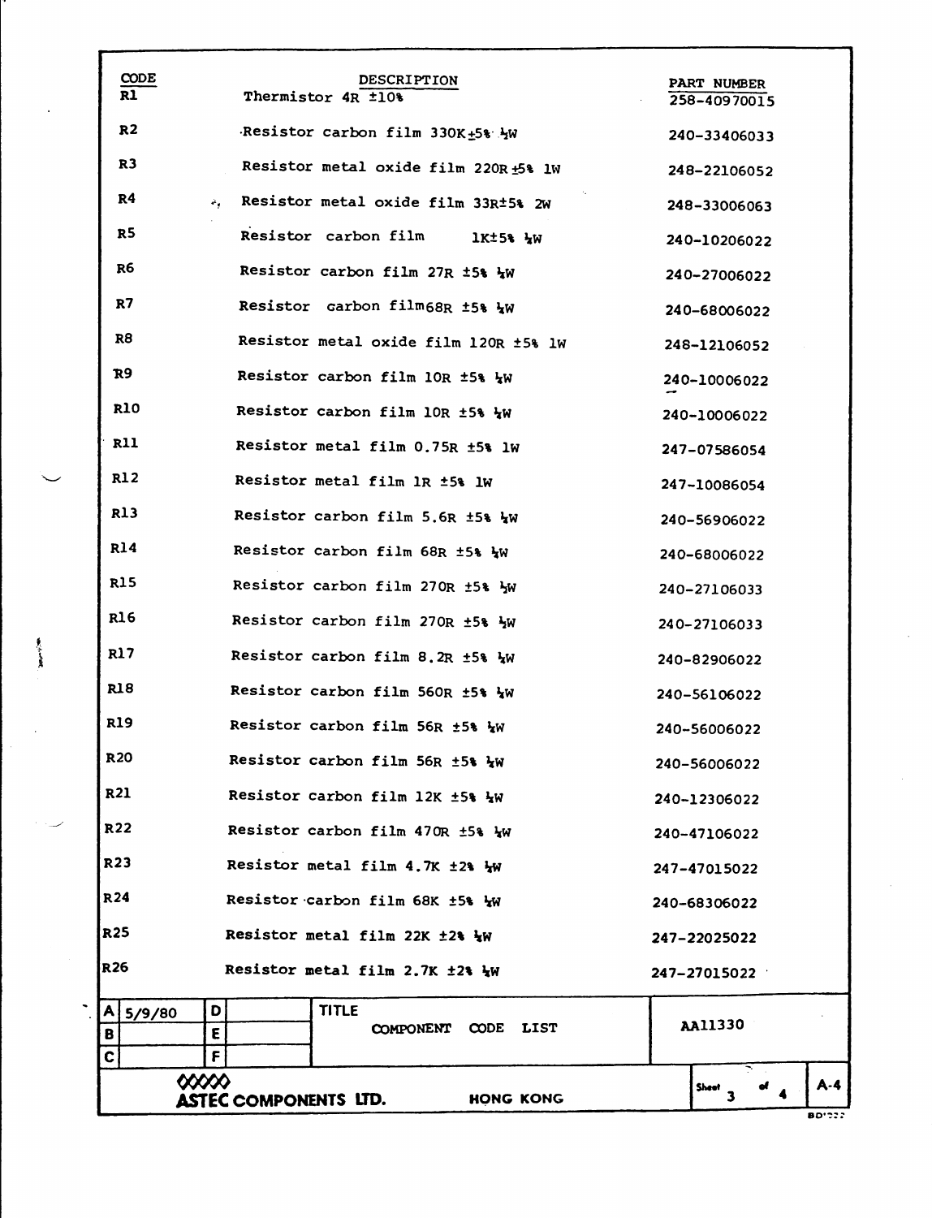| CODE | DESCRIPTION | PART NUMBER |
|---|---|---|
| R1 | Thermistor 4R ±10% | 258-40970015 |
| R2 | Resistor carbon film 330K±5% ¼W | 240-33406033 |
| R3 | Resistor metal oxide film 220R±5% 1W | 248-22106052 |
| R4 | Resistor metal oxide film 33R±5% 2W | 248-33006063 |
| R5 | Resistor carbon film 1K±5% ¼W | 240-10206022 |
| R6 | Resistor carbon film 27R ±5% ¼W | 240-27006022 |
| R7 | Resistor carbon film68R ±5% ¼W | 240-68006022 |
| R8 | Resistor metal oxide film 120R ±5% 1W | 248-12106052 |
| R9 | Resistor carbon film 10R ±5% ¼W | 240-10006022 |
| R10 | Resistor carbon film 10R ±5% ¼W | 240-10006022 |
| R11 | Resistor metal film 0.75R ±5% 1W | 247-07586054 |
| R12 | Resistor metal film 1R ±5% 1W | 247-10086054 |
| R13 | Resistor carbon film 5.6R ±5% ¼W | 240-56906022 |
| R14 | Resistor carbon film 68R ±5% ¼W | 240-68006022 |
| R15 | Resistor carbon film 270R ±5% ½W | 240-27106033 |
| R16 | Resistor carbon film 270R ±5% ½W | 240-27106033 |
| R17 | Resistor carbon film 8.2R ±5% ¼W | 240-82906022 |
| R18 | Resistor carbon film 560R ±5% ¼W | 240-56106022 |
| R19 | Resistor carbon film 56R ±5% ¼W | 240-56006022 |
| R20 | Resistor carbon film 56R ±5% ¼W | 240-56006022 |
| R21 | Resistor carbon film 12K ±5% ¼W | 240-12306022 |
| R22 | Resistor carbon film 470R ±5% ¼W | 240-47106022 |
| R23 | Resistor metal film 4.7K ±2% ¼W | 247-47015022 |
| R24 | Resistor carbon film 68K ±5% ¼W | 240-68306022 |
| R25 | Resistor metal film 22K ±2% ¼W | 247-22025022 |
| R26 | Resistor metal film 2.7K ±2% ¼W | 247-27015022 |

| | | | | TITLE | |
|---|---|---|---|---|---|
| A | 5/9/80 | D | | COMPONENT CODE LIST | AA11330 |
| B | | E | | | |
| C | | F | | | |

ASTEC COMPONENTS LTD. HONG KONG

Sheet 3 of 4 A-4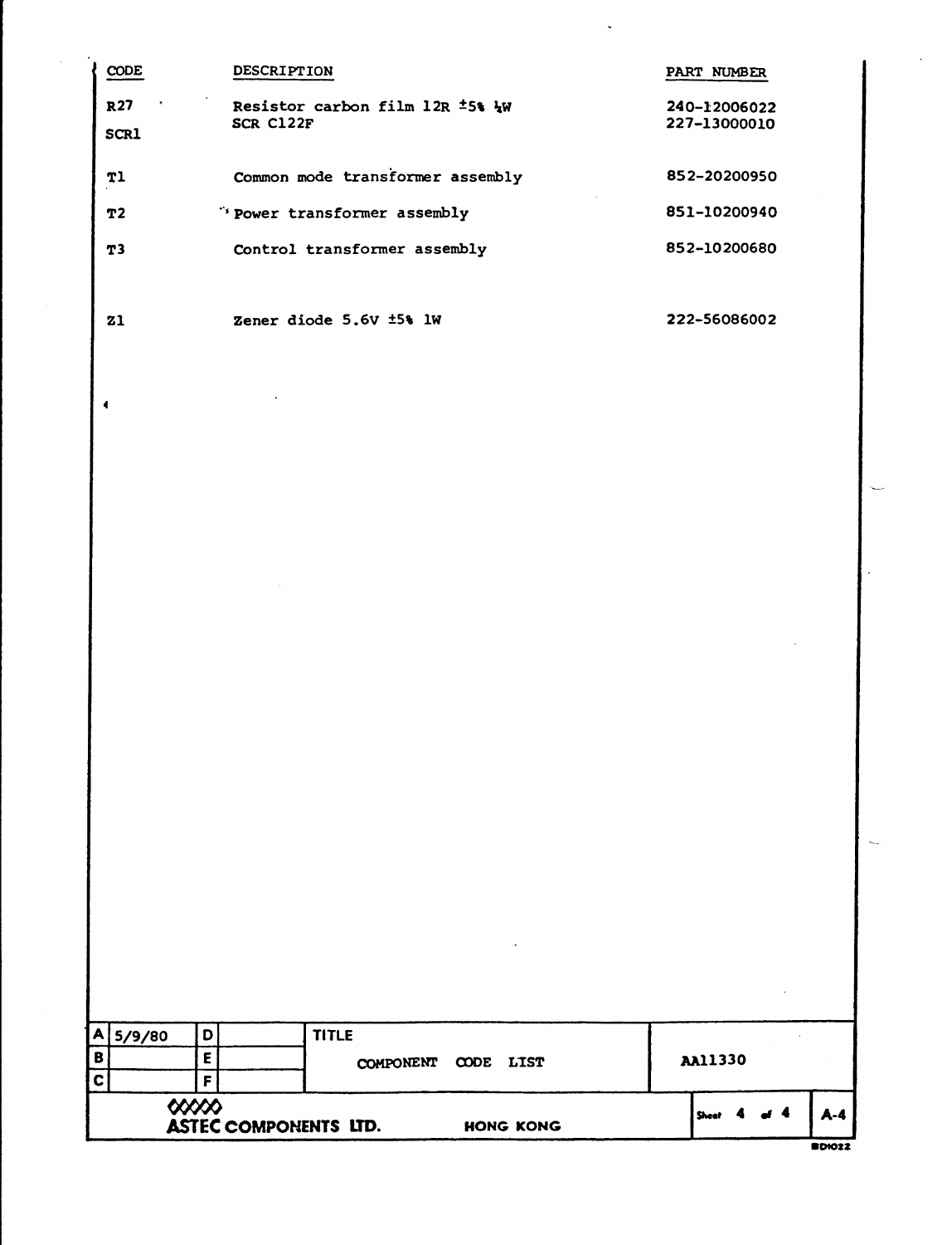| CODE | DESCRIPTION | PART NUMBER |
|---|---|---|
| R27 | Resistor carbon film 12R ±5% ¼W | 240-12006022 |
| SCR1 | SCR C122F | 227-13000010 |
| T1 | Common mode transformer assembly | 852-20200950 |
| T2 | Power transformer assembly | 851-10200940 |
| T3 | Control transformer assembly | 852-10200680 |
| Z1 | Zener diode 5.6V ±5% 1W | 222-56086002 |

| A | 5/9/80 | D | | TITLE | |
|---|---|---|---|---|---|
| B | | E | | COMPONENT CODE LIST | AA11330 |
| C | | F | | | |

ASTEC COMPONENTS LTD. HONG KONG

A-4

BD1022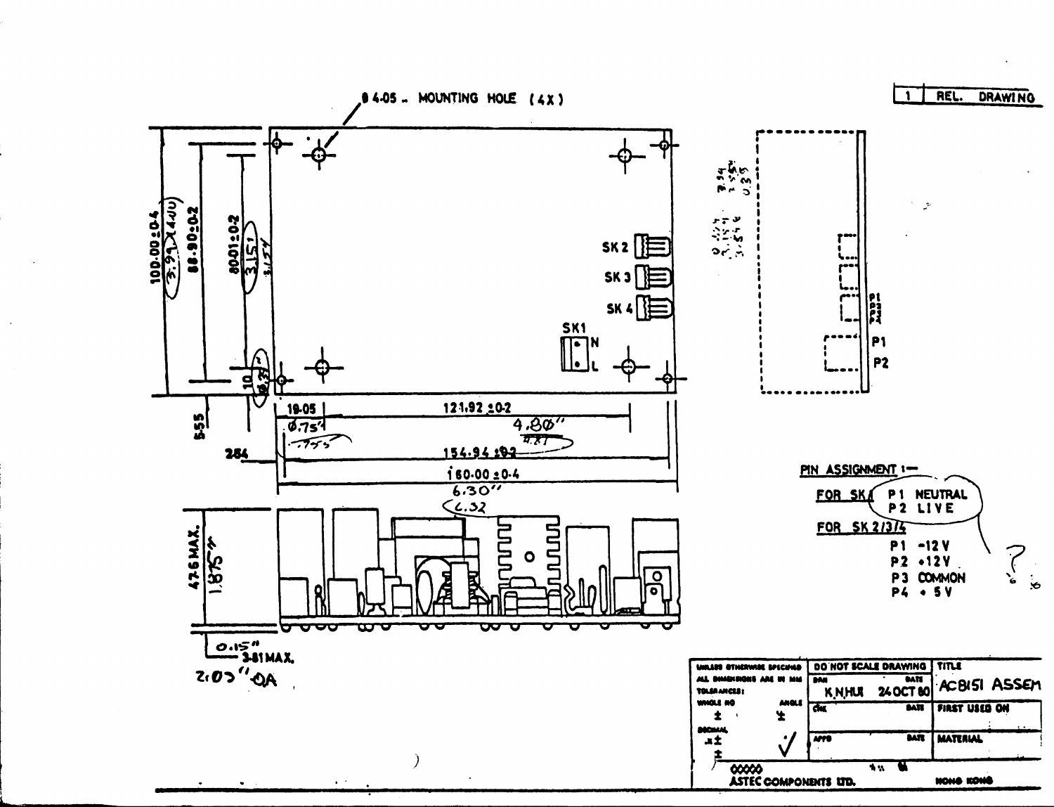1 | REL. DRAWING

Ø 4.05 . MOUNTING HOLE (4X)

SK 2

SK 3

SK 4

SK1

N

L

100.00±0.4

3.94 (4.00)

88.90±0.2

80.01±0.2

3.151

3.154

10

0.39"

5.55

2.84

19.05

0.75"

.755

121.92 ±0.2

4.80"

4.81

154.94 ±0.2

160.00 ±0.4

6.30"

6.32

47.6 MAX.

1.875"

0.15"

3.81 MAX.

2.03" OA

P1

P2

PIN ASSIGNMENT :-

FOR SK1 P1 NEUTRAL
P2 LIVE

FOR SK 2/3/4
P1 -12 V
P2 +12 V
P3 COMMON
P4 + 5 V

| UNLESS OTHERWISE SPECIFIED ALL DIMENSIONS ARE IN MM TOLERANCES: WHOLE NO ± ANGLE ± DECIMAL .X± .XX± | DO NOT SCALE DRAWING DRN K.N.HUI DATE 24 OCT 80 | TITLE AC8151 ASSEM |
|---|---|---|
| | CHK DATE | FIRST USED ON |
| | APPD DATE | MATERIAL |
| ASTEC COMPONENTS LTD. | | HONG KONG |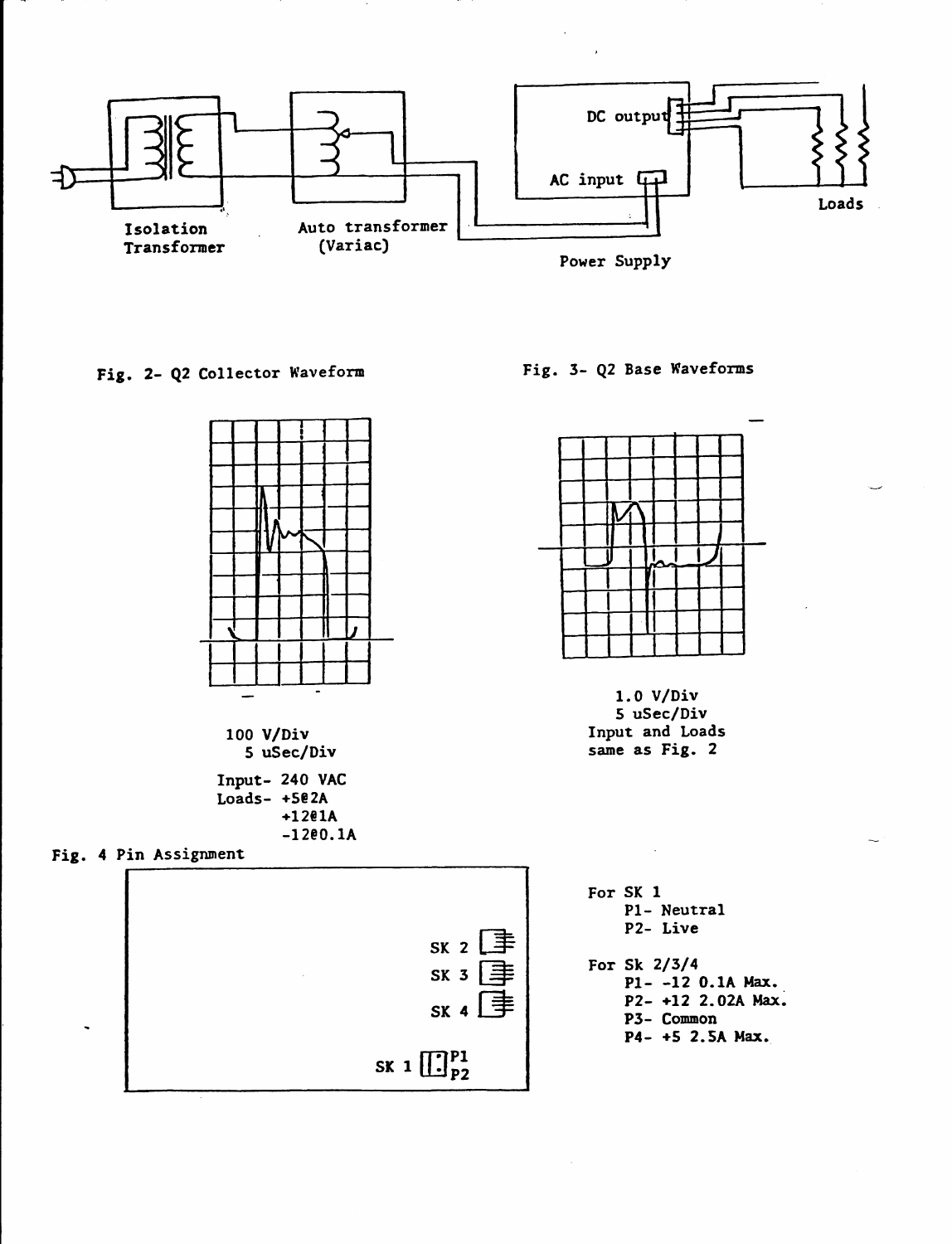Isolation Transformer

Auto transformer (Variac)

DC output

AC input

Power Supply

Loads

Fig. 2- Q2 Collector Waveform

100 V/Div
5 uSec/Div

Input- 240 VAC
Loads- +5@2A
+12@1A
-12@0.1A

Fig. 3- Q2 Base Waveforms

1.0 V/Div
5 uSec/Div
Input and Loads same as Fig. 2

Fig. 4 Pin Assignment

SK 2

SK 3

SK 4

SK 1 P1 P2

For SK 1
- P1- Neutral
- P2- Live

For Sk 2/3/4
- P1- -12 0.1A Max.
- P2- +12 2.02A Max.
- P3- Common
- P4- +5 2.5A Max.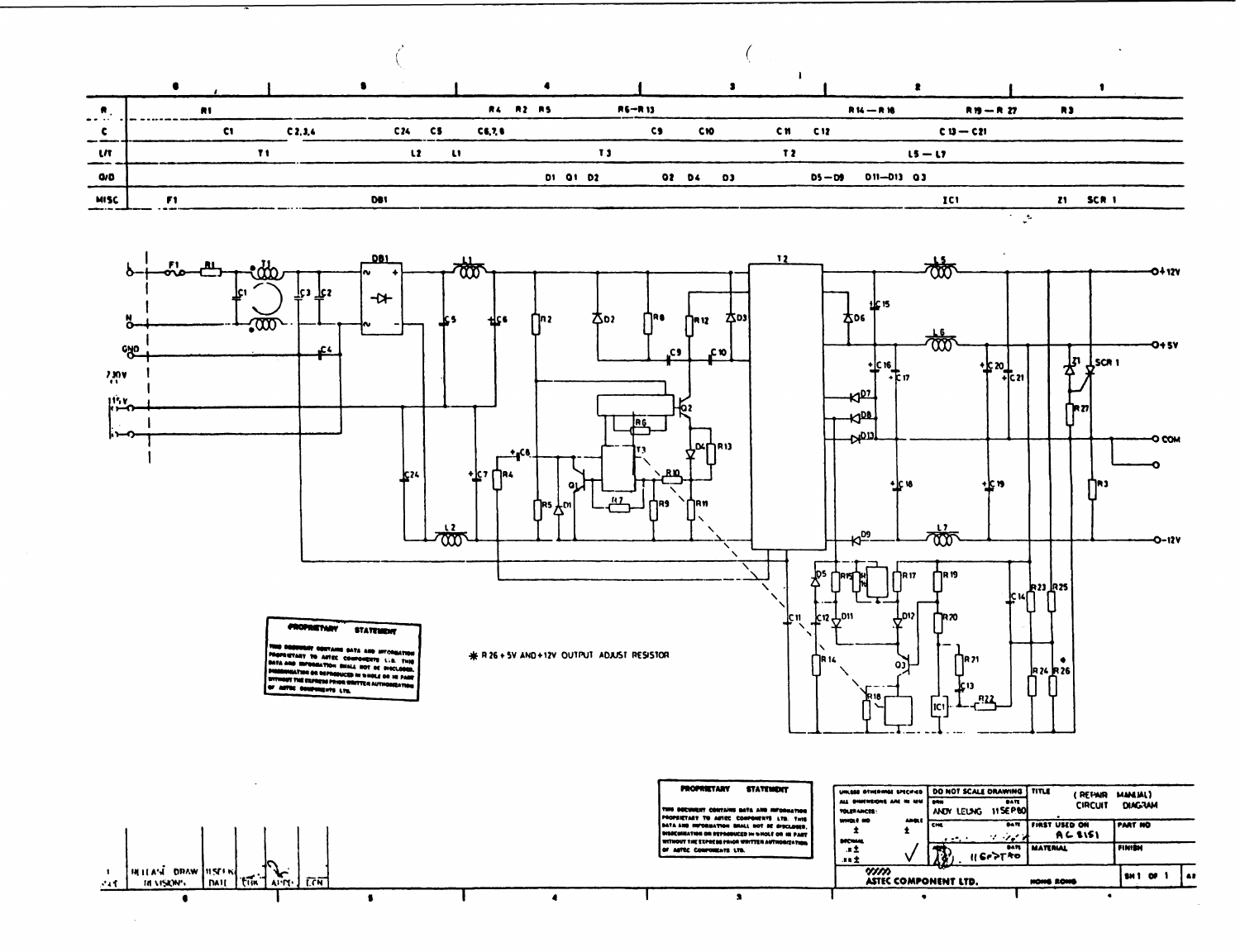| | 6 | 5 | 4 | 3 | 2 | 1 |
|---|---|---|---|---|---|---|
| R. | R1 | | R4 R2 R5 | R6—R13 | R14—R18 | R19—R27 R3 |
| C | C1 | C2,3,4 C24 C5 | C6,7,8 | C9 C10 | C11 C12 | C13—C21 |
| L/T | T1 | L2 | L1 | T3 | T2 | L5—L7 |
| Q/D | | | D1 Q1 D2 | Q2 D4 D3 | D5—D9 | D11—D13 Q3 |
| MISC | F1 | DB1 | | | | IC1 Z1 SCR1 |

+12V

+5V

COM

-12V

L
N
GND
230V
115V

✱ R26 +5V AND +12V OUTPUT ADJUST RESISTOR

**PROPRIETARY STATEMENT**

THIS DOCUMENT CONTAINS DATA AND INFORMATION PROPRIETARY TO ASTEC COMPONENTS LTD. THIS DATA AND INFORMATION SHALL NOT BE DISCLOSED, DISSEMINATION OR REPRODUCED IN WHOLE OR IN PART WITHOUT THE EXPRESS PRIOR WRITTEN AUTHORIZATION OF ASTEC COMPONENTS LTD.

**PROPRIETARY STATEMENT**

THIS DOCUMENT CONTAINS DATA AND INFORMATION PROPRIETARY TO ASTEC COMPONENTS LTD. THIS DATA AND INFORMATION SHALL NOT BE DISCLOSED, DISSEMINATION OR REPRODUCED IN WHOLE OR IN PART WITHOUT THE EXPRESS PRIOR WRITTEN AUTHORIZATION OF ASTEC COMPONENTS LTD.

| | | | | | |
|---|---|---|---|---|---|
| 1 | RELEASE DRAW | 11SEP80 | | | |
| LET | REVISIONS | DATE | CHK | APPD | ECN |

UNLESS OTHERWISE SPECIFIED ALL DIMENSIONS ARE IN MM TOLERANCES: WHOLE MM ± ANGLE ± DECIMAL .X ± .XX ±

DO NOT SCALE DRAWING

DRN ANDY LEUNG DATE 11SEP80

CHK

APPD DATE 11SEP80

TITLE (REPAIR MANUAL) CIRCUIT DIAGRAM

FIRST USED ON AC 8151

PART NO

MATERIAL

FINISH

ASTEC COMPONENT LTD. HONG KONG

SH 1 OF 1